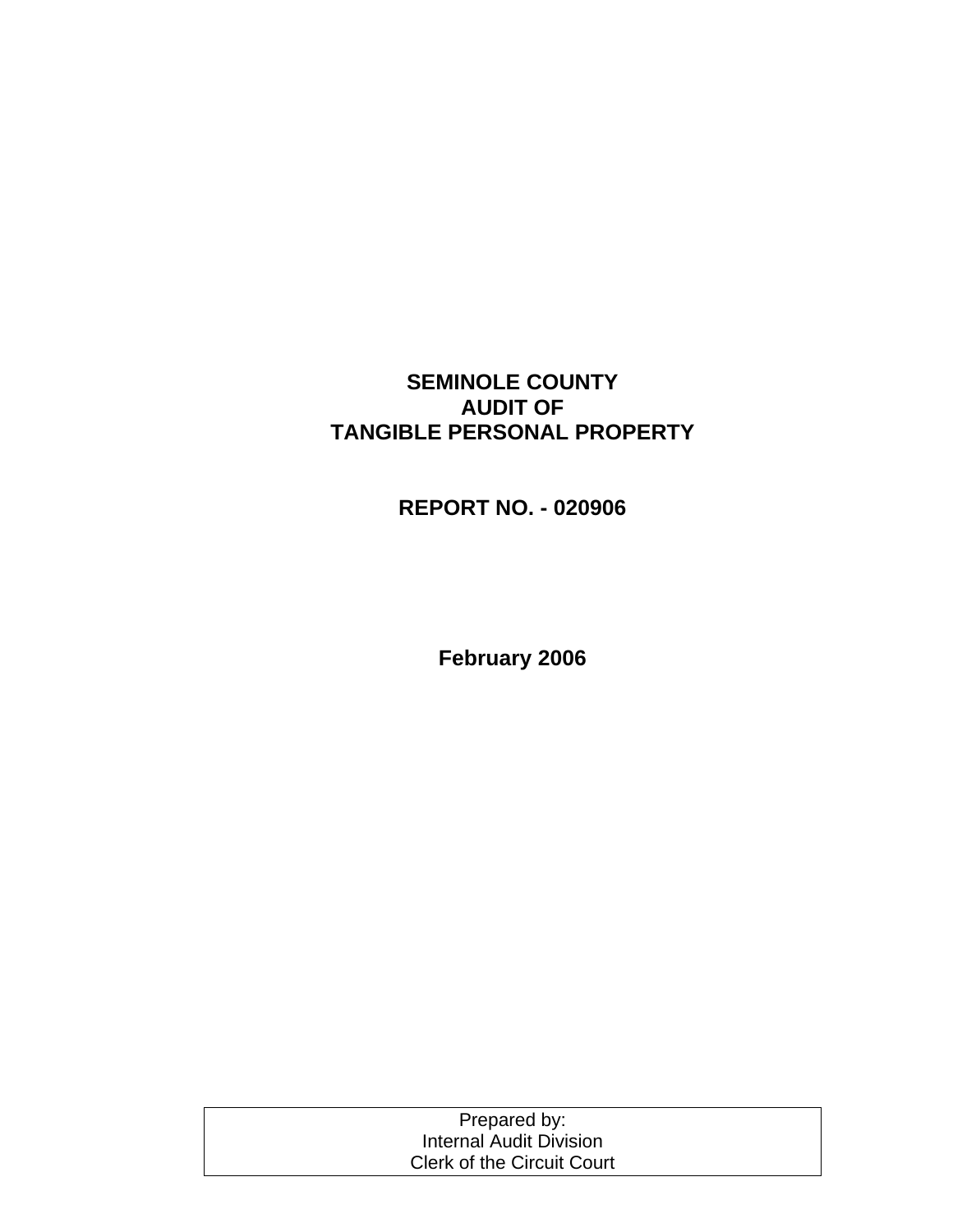# SEMINOLE COUNTY AUDIT OF TANGIBLE PERSONAL PROPERTY

## REPORT NO. - 020906

**February 2006**

Prepared by:
Internal Audit Division
Clerk of the Circuit Court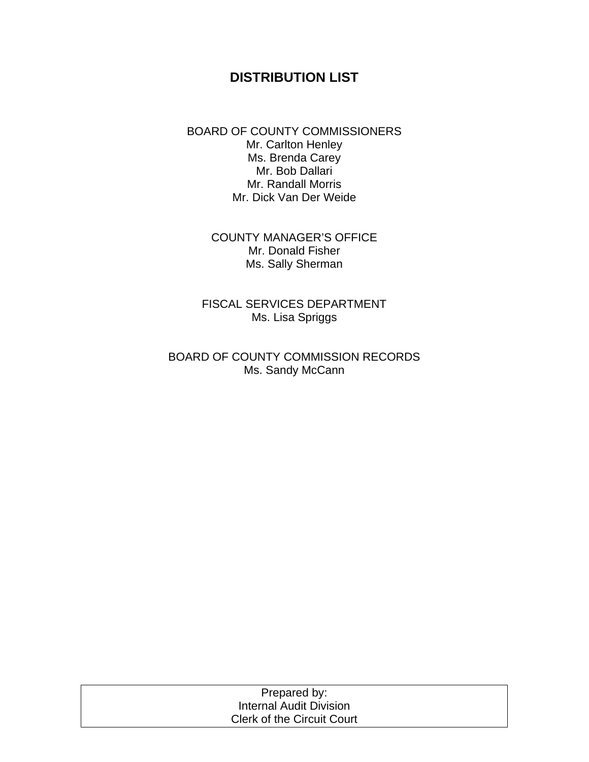# DISTRIBUTION LIST

BOARD OF COUNTY COMMISSIONERS
Mr. Carlton Henley
Ms. Brenda Carey
Mr. Bob Dallari
Mr. Randall Morris
Mr. Dick Van Der Weide

COUNTY MANAGER'S OFFICE
Mr. Donald Fisher
Ms. Sally Sherman

FISCAL SERVICES DEPARTMENT
Ms. Lisa Spriggs

BOARD OF COUNTY COMMISSION RECORDS
Ms. Sandy McCann

Prepared by:
Internal Audit Division
Clerk of the Circuit Court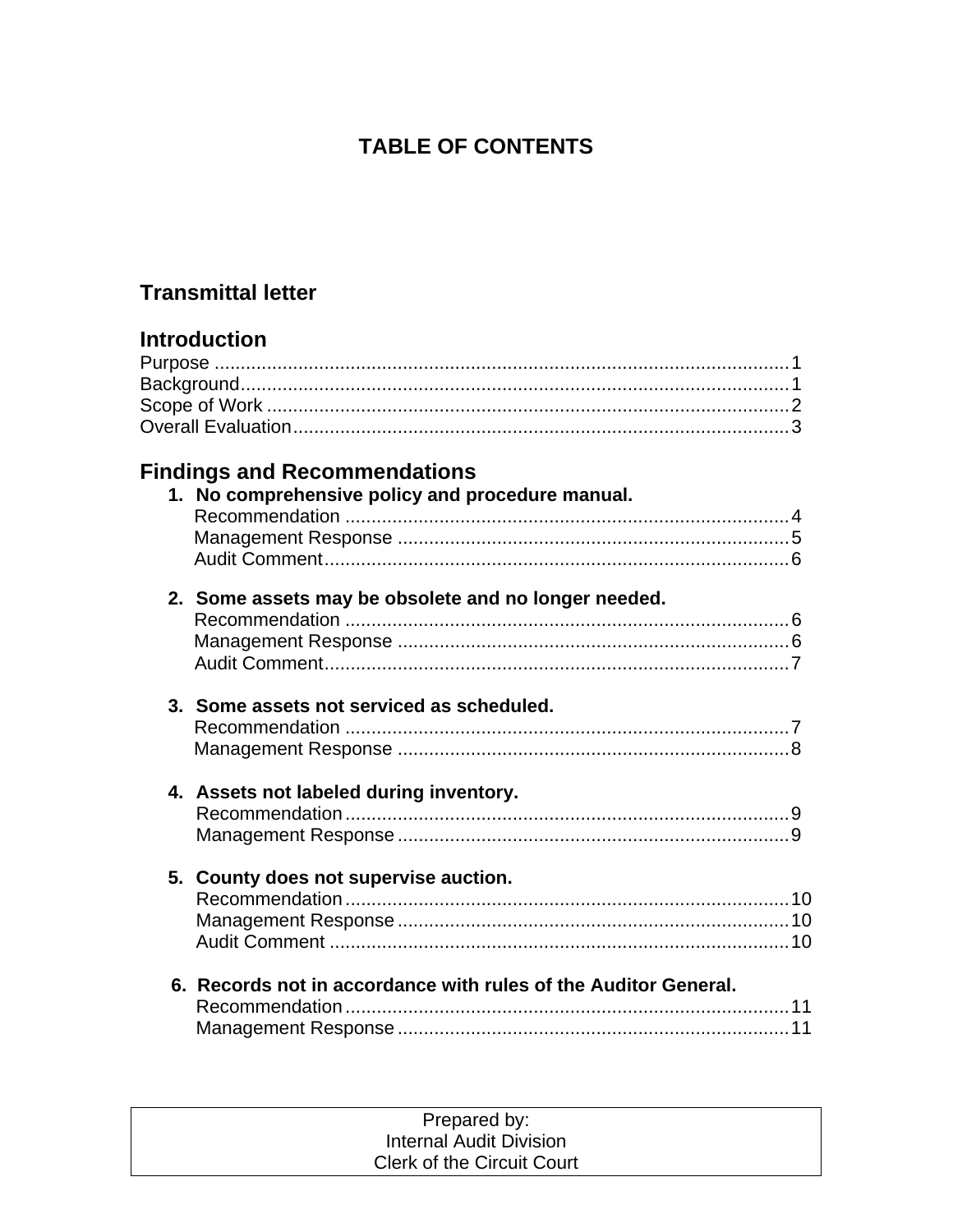# TABLE OF CONTENTS

## Transmittal letter

## Introduction

Purpose ........................................................................................................1
Background....................................................................................................1
Scope of Work ...............................................................................................2
Overall Evaluation..........................................................................................3

## Findings and Recommendations

1. **No comprehensive policy and procedure manual.**
   Recommendation .........................................................................4
   Management Response ..................................................................5
   Audit Comment..............................................................................6

2. **Some assets may be obsolete and no longer needed.**
   Recommendation .........................................................................6
   Management Response ..................................................................6
   Audit Comment..............................................................................7

3. **Some assets not serviced as scheduled.**
   Recommendation .........................................................................7
   Management Response ..................................................................8

4. **Assets not labeled during inventory.**
   Recommendation .........................................................................9
   Management Response ..................................................................9

5. **County does not supervise auction.**
   Recommendation .........................................................................10
   Management Response ..................................................................10
   Audit Comment ............................................................................10

6. **Records not in accordance with rules of the Auditor General.**
   Recommendation .........................................................................11
   Management Response ..................................................................11

| Prepared by: Internal Audit Division Clerk of the Circuit Court |
|---|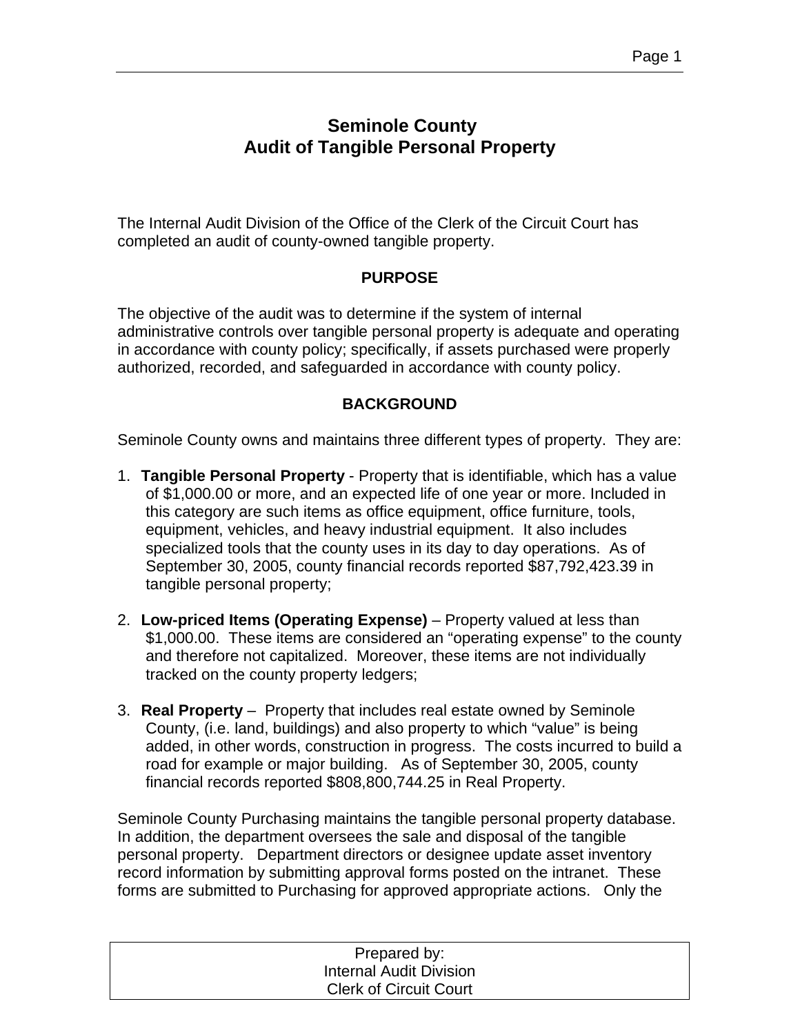# Seminole County
# Audit of Tangible Personal Property

The Internal Audit Division of the Office of the Clerk of the Circuit Court has completed an audit of county-owned tangible property.

## PURPOSE

The objective of the audit was to determine if the system of internal administrative controls over tangible personal property is adequate and operating in accordance with county policy; specifically, if assets purchased were properly authorized, recorded, and safeguarded in accordance with county policy.

## BACKGROUND

Seminole County owns and maintains three different types of property. They are:

1. **Tangible Personal Property** - Property that is identifiable, which has a value of $1,000.00 or more, and an expected life of one year or more. Included in this category are such items as office equipment, office furniture, tools, equipment, vehicles, and heavy industrial equipment. It also includes specialized tools that the county uses in its day to day operations. As of September 30, 2005, county financial records reported $87,792,423.39 in tangible personal property;

2. **Low-priced Items (Operating Expense)** – Property valued at less than $1,000.00. These items are considered an "operating expense" to the county and therefore not capitalized. Moreover, these items are not individually tracked on the county property ledgers;

3. **Real Property** – Property that includes real estate owned by Seminole County, (i.e. land, buildings) and also property to which "value" is being added, in other words, construction in progress. The costs incurred to build a road for example or major building. As of September 30, 2005, county financial records reported $808,800,744.25 in Real Property.

Seminole County Purchasing maintains the tangible personal property database. In addition, the department oversees the sale and disposal of the tangible personal property. Department directors or designee update asset inventory record information by submitting approval forms posted on the intranet. These forms are submitted to Purchasing for approved appropriate actions. Only the

Prepared by:
Internal Audit Division
Clerk of Circuit Court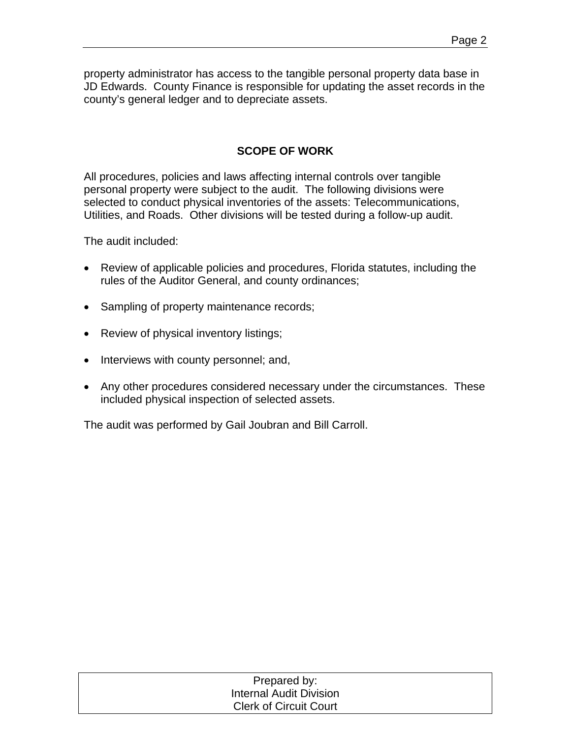property administrator has access to the tangible personal property data base in JD Edwards. County Finance is responsible for updating the asset records in the county's general ledger and to depreciate assets.

## SCOPE OF WORK

All procedures, policies and laws affecting internal controls over tangible personal property were subject to the audit. The following divisions were selected to conduct physical inventories of the assets: Telecommunications, Utilities, and Roads. Other divisions will be tested during a follow-up audit.

The audit included:

- Review of applicable policies and procedures, Florida statutes, including the rules of the Auditor General, and county ordinances;
- Sampling of property maintenance records;
- Review of physical inventory listings;
- Interviews with county personnel; and,
- Any other procedures considered necessary under the circumstances. These included physical inspection of selected assets.

The audit was performed by Gail Joubran and Bill Carroll.

Prepared by:
Internal Audit Division
Clerk of Circuit Court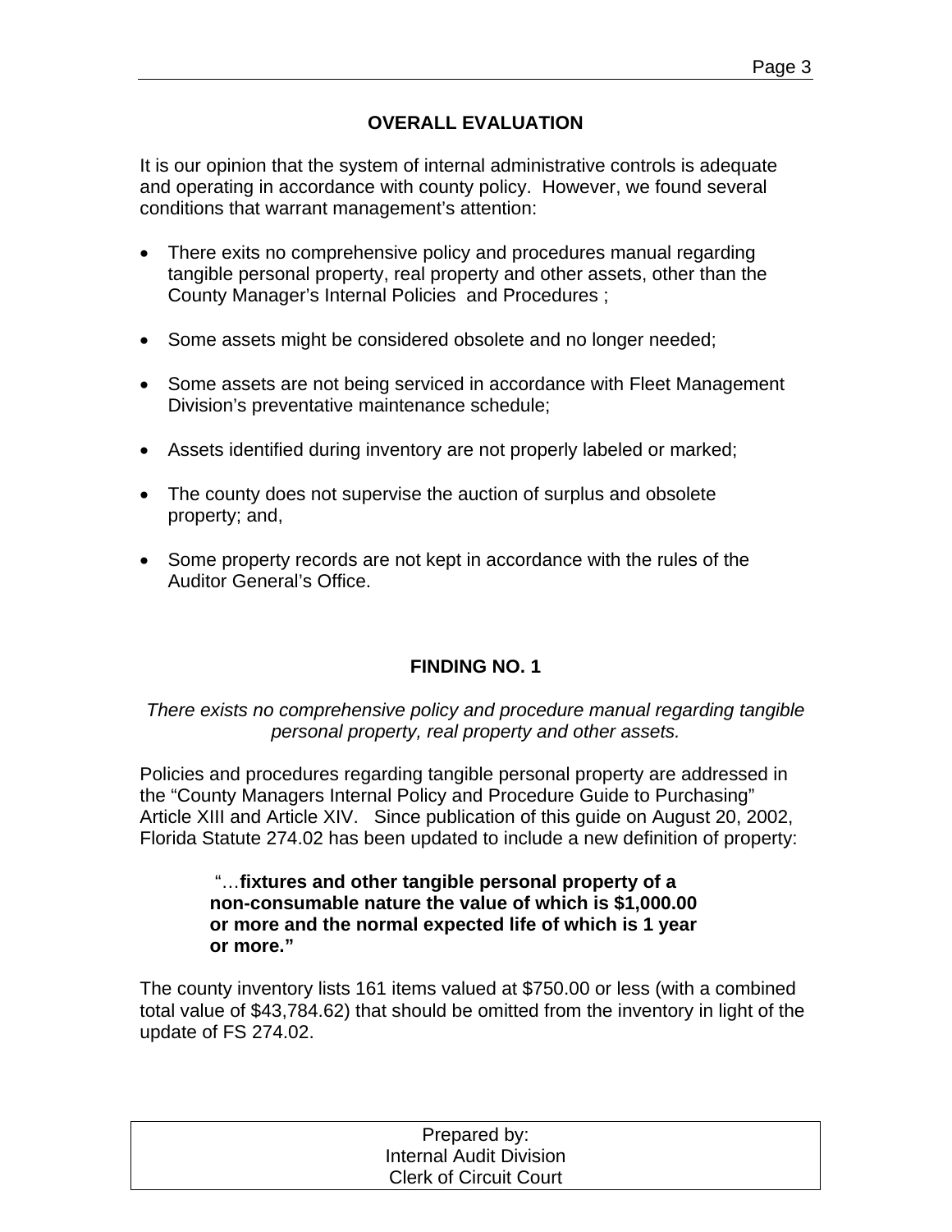## OVERALL EVALUATION

It is our opinion that the system of internal administrative controls is adequate and operating in accordance with county policy. However, we found several conditions that warrant management's attention:

- There exits no comprehensive policy and procedures manual regarding tangible personal property, real property and other assets, other than the County Manager's Internal Policies and Procedures ;
- Some assets might be considered obsolete and no longer needed;
- Some assets are not being serviced in accordance with Fleet Management Division's preventative maintenance schedule;
- Assets identified during inventory are not properly labeled or marked;
- The county does not supervise the auction of surplus and obsolete property; and,
- Some property records are not kept in accordance with the rules of the Auditor General's Office.

## FINDING NO. 1

*There exists no comprehensive policy and procedure manual regarding tangible personal property, real property and other assets.*

Policies and procedures regarding tangible personal property are addressed in the "County Managers Internal Policy and Procedure Guide to Purchasing" Article XIII and Article XIV. Since publication of this guide on August 20, 2002, Florida Statute 274.02 has been updated to include a new definition of property:

> "…**fixtures and other tangible personal property of a non-consumable nature the value of which is $1,000.00 or more and the normal expected life of which is 1 year or more."**

The county inventory lists 161 items valued at $750.00 or less (with a combined total value of $43,784.62) that should be omitted from the inventory in light of the update of FS 274.02.

Prepared by:
Internal Audit Division
Clerk of Circuit Court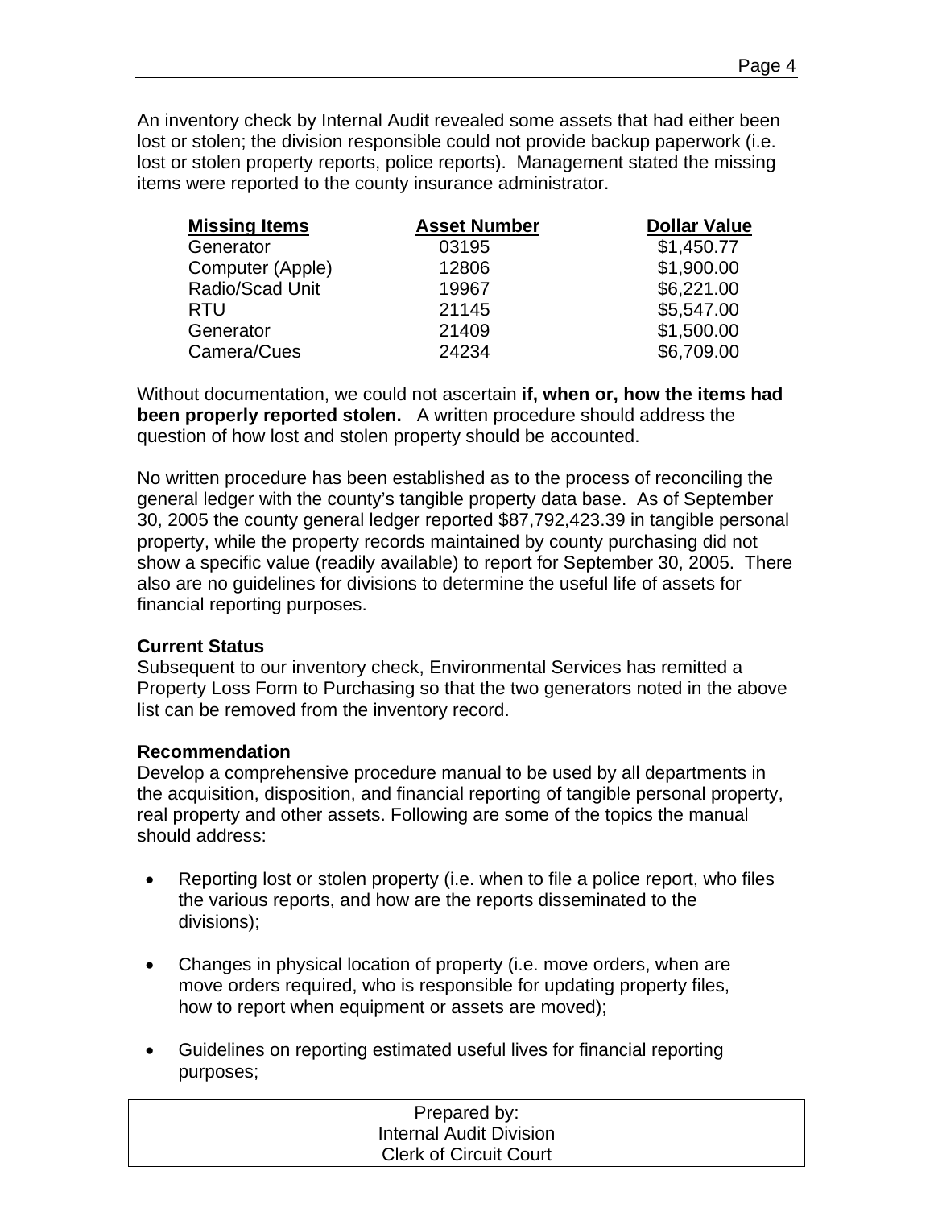An inventory check by Internal Audit revealed some assets that had either been lost or stolen; the division responsible could not provide backup paperwork (i.e. lost or stolen property reports, police reports). Management stated the missing items were reported to the county insurance administrator.

| Missing Items | Asset Number | Dollar Value |
|---|---|---|
| Generator | 03195 | $1,450.77 |
| Computer (Apple) | 12806 | $1,900.00 |
| Radio/Scad Unit | 19967 | $6,221.00 |
| RTU | 21145 | $5,547.00 |
| Generator | 21409 | $1,500.00 |
| Camera/Cues | 24234 | $6,709.00 |

Without documentation, we could not ascertain **if, when or, how the items had been properly reported stolen.** A written procedure should address the question of how lost and stolen property should be accounted.

No written procedure has been established as to the process of reconciling the general ledger with the county's tangible property data base. As of September 30, 2005 the county general ledger reported $87,792,423.39 in tangible personal property, while the property records maintained by county purchasing did not show a specific value (readily available) to report for September 30, 2005. There also are no guidelines for divisions to determine the useful life of assets for financial reporting purposes.

**Current Status**

Subsequent to our inventory check, Environmental Services has remitted a Property Loss Form to Purchasing so that the two generators noted in the above list can be removed from the inventory record.

**Recommendation**

Develop a comprehensive procedure manual to be used by all departments in the acquisition, disposition, and financial reporting of tangible personal property, real property and other assets. Following are some of the topics the manual should address:

- Reporting lost or stolen property (i.e. when to file a police report, who files the various reports, and how are the reports disseminated to the divisions);

- Changes in physical location of property (i.e. move orders, when are move orders required, who is responsible for updating property files, how to report when equipment or assets are moved);

- Guidelines on reporting estimated useful lives for financial reporting purposes;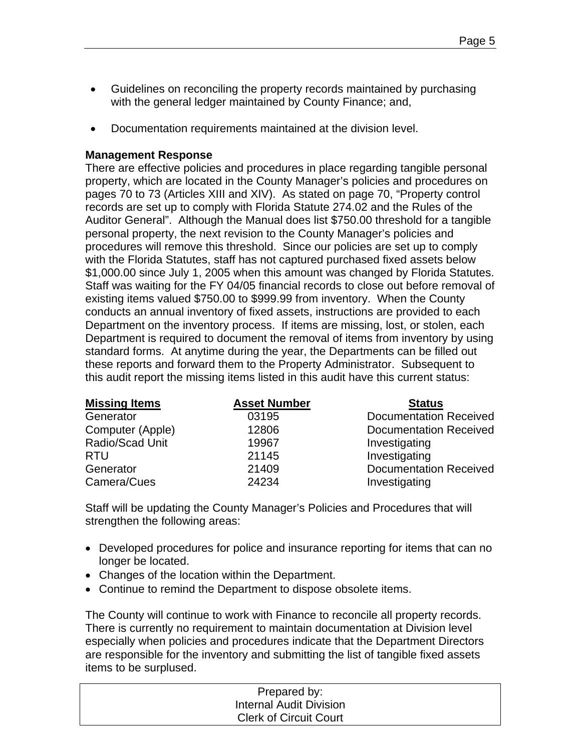- Guidelines on reconciling the property records maintained by purchasing with the general ledger maintained by County Finance; and,

- Documentation requirements maintained at the division level.

**Management Response**

There are effective policies and procedures in place regarding tangible personal property, which are located in the County Manager's policies and procedures on pages 70 to 73 (Articles XIII and XIV). As stated on page 70, "Property control records are set up to comply with Florida Statute 274.02 and the Rules of the Auditor General". Although the Manual does list $750.00 threshold for a tangible personal property, the next revision to the County Manager's policies and procedures will remove this threshold. Since our policies are set up to comply with the Florida Statutes, staff has not captured purchased fixed assets below $1,000.00 since July 1, 2005 when this amount was changed by Florida Statutes. Staff was waiting for the FY 04/05 financial records to close out before removal of existing items valued $750.00 to $999.99 from inventory. When the County conducts an annual inventory of fixed assets, instructions are provided to each Department on the inventory process. If items are missing, lost, or stolen, each Department is required to document the removal of items from inventory by using standard forms. At anytime during the year, the Departments can be filled out these reports and forward them to the Property Administrator. Subsequent to this audit report the missing items listed in this audit have this current status:

| Missing Items | Asset Number | Status |
|---|---|---|
| Generator | 03195 | Documentation Received |
| Computer (Apple) | 12806 | Documentation Received |
| Radio/Scad Unit | 19967 | Investigating |
| RTU | 21145 | Investigating |
| Generator | 21409 | Documentation Received |
| Camera/Cues | 24234 | Investigating |

Staff will be updating the County Manager's Policies and Procedures that will strengthen the following areas:

- Developed procedures for police and insurance reporting for items that can no longer be located.
- Changes of the location within the Department.
- Continue to remind the Department to dispose obsolete items.

The County will continue to work with Finance to reconcile all property records. There is currently no requirement to maintain documentation at Division level especially when policies and procedures indicate that the Department Directors are responsible for the inventory and submitting the list of tangible fixed assets items to be surplused.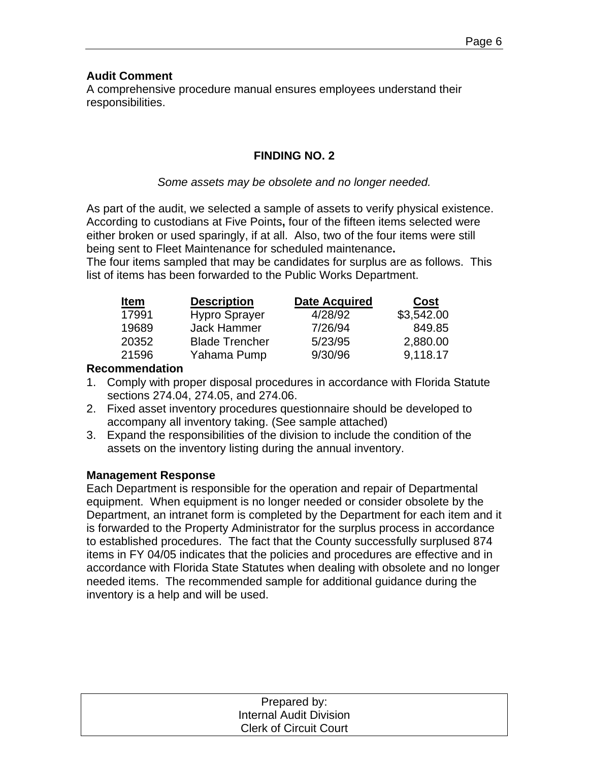**Audit Comment**
A comprehensive procedure manual ensures employees understand their responsibilities.

## FINDING NO. 2

*Some assets may be obsolete and no longer needed.*

As part of the audit, we selected a sample of assets to verify physical existence. According to custodians at Five Points**,** four of the fifteen items selected were either broken or used sparingly, if at all. Also, two of the four items were still being sent to Fleet Maintenance for scheduled maintenance**.**
The four items sampled that may be candidates for surplus are as follows. This list of items has been forwarded to the Public Works Department.

| Item | Description | Date Acquired | Cost |
|---|---|---|---|
| 17991 | Hypro Sprayer | 4/28/92 | $3,542.00 |
| 19689 | Jack Hammer | 7/26/94 | 849.85 |
| 20352 | Blade Trencher | 5/23/95 | 2,880.00 |
| 21596 | Yahama Pump | 9/30/96 | 9,118.17 |

**Recommendation**

1. Comply with proper disposal procedures in accordance with Florida Statute sections 274.04, 274.05, and 274.06.
2. Fixed asset inventory procedures questionnaire should be developed to accompany all inventory taking. (See sample attached)
3. Expand the responsibilities of the division to include the condition of the assets on the inventory listing during the annual inventory.

**Management Response**
Each Department is responsible for the operation and repair of Departmental equipment. When equipment is no longer needed or consider obsolete by the Department, an intranet form is completed by the Department for each item and it is forwarded to the Property Administrator for the surplus process in accordance to established procedures. The fact that the County successfully surplused 874 items in FY 04/05 indicates that the policies and procedures are effective and in accordance with Florida State Statutes when dealing with obsolete and no longer needed items. The recommended sample for additional guidance during the inventory is a help and will be used.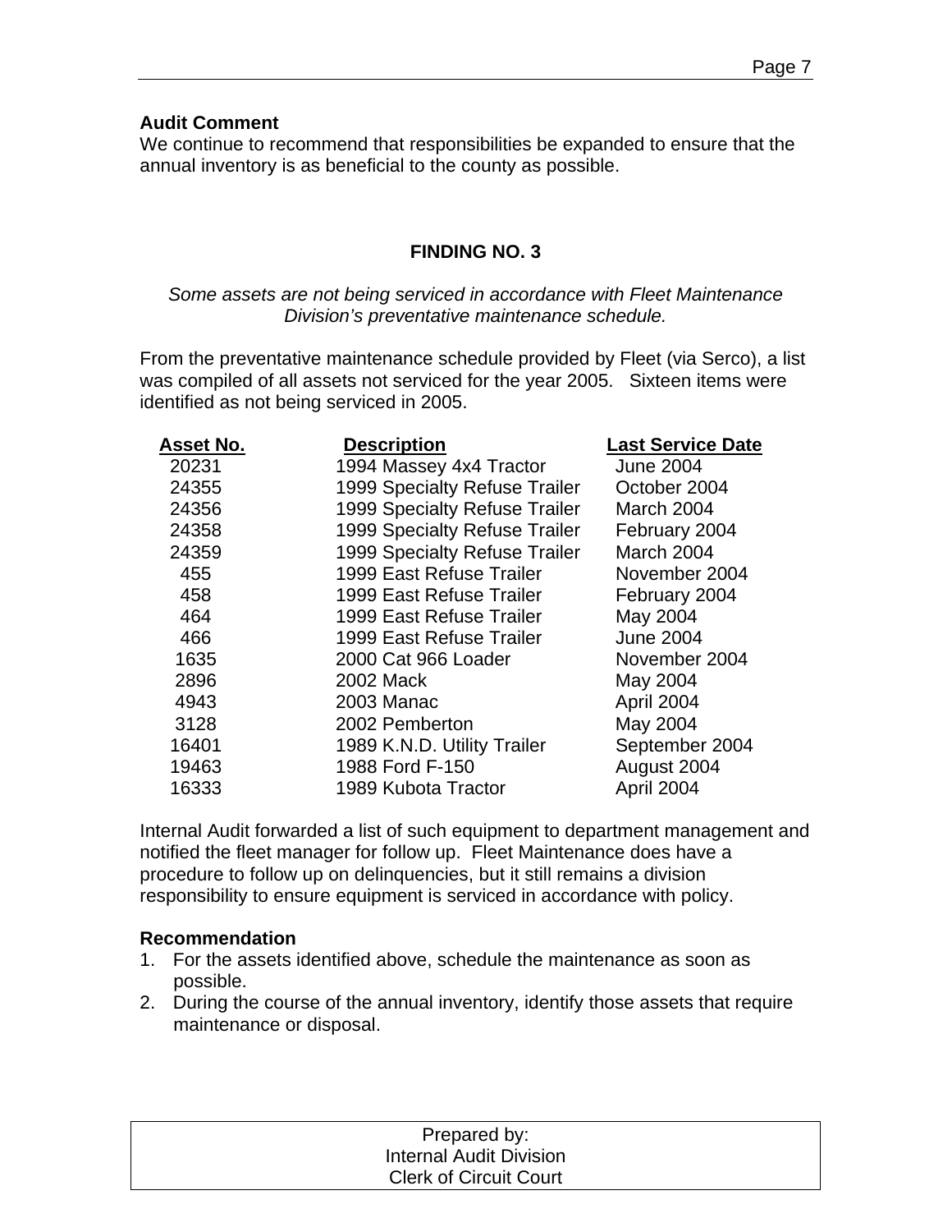**Audit Comment**

We continue to recommend that responsibilities be expanded to ensure that the annual inventory is as beneficial to the county as possible.

## FINDING NO. 3

*Some assets are not being serviced in accordance with Fleet Maintenance Division's preventative maintenance schedule.*

From the preventative maintenance schedule provided by Fleet (via Serco), a list was compiled of all assets not serviced for the year 2005. Sixteen items were identified as not being serviced in 2005.

| Asset No. | Description | Last Service Date |
|---|---|---|
| 20231 | 1994 Massey 4x4 Tractor | June 2004 |
| 24355 | 1999 Specialty Refuse Trailer | October 2004 |
| 24356 | 1999 Specialty Refuse Trailer | March 2004 |
| 24358 | 1999 Specialty Refuse Trailer | February 2004 |
| 24359 | 1999 Specialty Refuse Trailer | March 2004 |
| 455 | 1999 East Refuse Trailer | November 2004 |
| 458 | 1999 East Refuse Trailer | February 2004 |
| 464 | 1999 East Refuse Trailer | May 2004 |
| 466 | 1999 East Refuse Trailer | June 2004 |
| 1635 | 2000 Cat 966 Loader | November 2004 |
| 2896 | 2002 Mack | May 2004 |
| 4943 | 2003 Manac | April 2004 |
| 3128 | 2002 Pemberton | May 2004 |
| 16401 | 1989 K.N.D. Utility Trailer | September 2004 |
| 19463 | 1988 Ford F-150 | August 2004 |
| 16333 | 1989 Kubota Tractor | April 2004 |

Internal Audit forwarded a list of such equipment to department management and notified the fleet manager for follow up. Fleet Maintenance does have a procedure to follow up on delinquencies, but it still remains a division responsibility to ensure equipment is serviced in accordance with policy.

**Recommendation**

1. For the assets identified above, schedule the maintenance as soon as possible.
2. During the course of the annual inventory, identify those assets that require maintenance or disposal.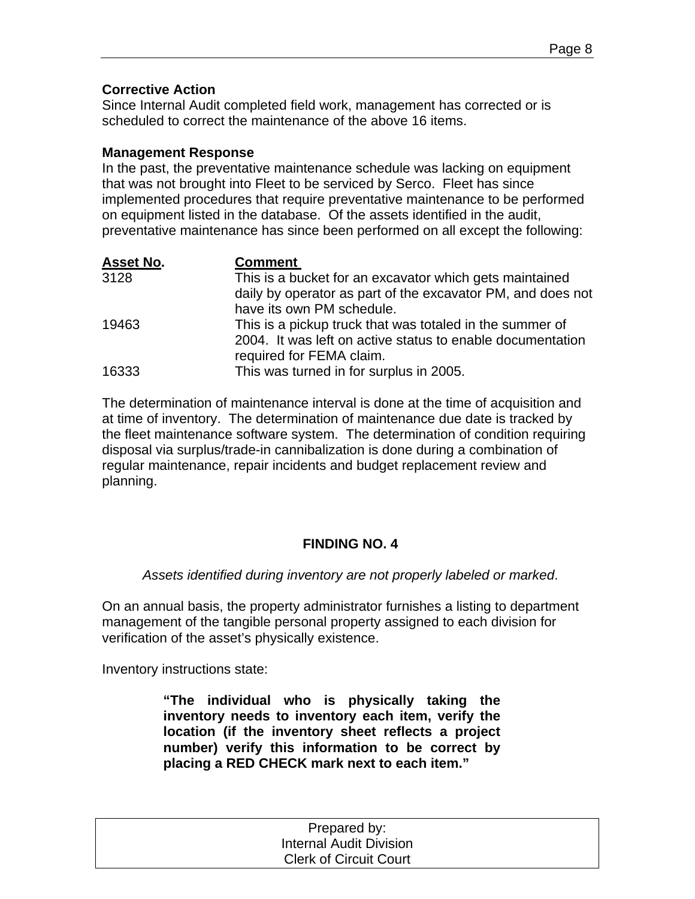**Corrective Action**
Since Internal Audit completed field work, management has corrected or is scheduled to correct the maintenance of the above 16 items.

**Management Response**
In the past, the preventative maintenance schedule was lacking on equipment that was not brought into Fleet to be serviced by Serco. Fleet has since implemented procedures that require preventative maintenance to be performed on equipment listed in the database. Of the assets identified in the audit, preventative maintenance has since been performed on all except the following:

| Asset No. | Comment |
|---|---|
| 3128 | This is a bucket for an excavator which gets maintained daily by operator as part of the excavator PM, and does not have its own PM schedule. |
| 19463 | This is a pickup truck that was totaled in the summer of 2004. It was left on active status to enable documentation required for FEMA claim. |
| 16333 | This was turned in for surplus in 2005. |

The determination of maintenance interval is done at the time of acquisition and at time of inventory. The determination of maintenance due date is tracked by the fleet maintenance software system. The determination of condition requiring disposal via surplus/trade-in cannibalization is done during a combination of regular maintenance, repair incidents and budget replacement review and planning.

## FINDING NO. 4

*Assets identified during inventory are not properly labeled or marked*.

On an annual basis, the property administrator furnishes a listing to department management of the tangible personal property assigned to each division for verification of the asset's physically existence.

Inventory instructions state:

> **"The individual who is physically taking the inventory needs to inventory each item, verify the location (if the inventory sheet reflects a project number) verify this information to be correct by placing a RED CHECK mark next to each item."**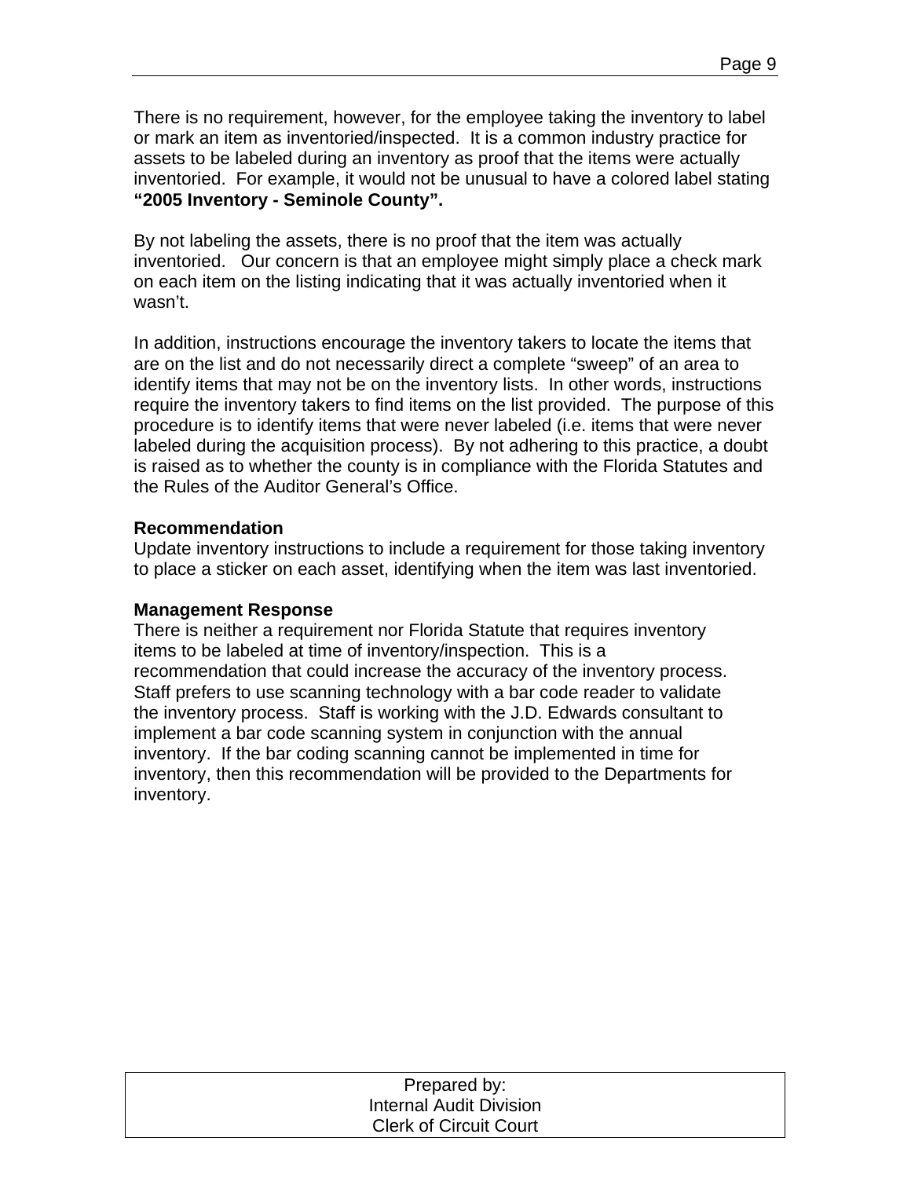There is no requirement, however, for the employee taking the inventory to label or mark an item as inventoried/inspected. It is a common industry practice for assets to be labeled during an inventory as proof that the items were actually inventoried. For example, it would not be unusual to have a colored label stating **"2005 Inventory - Seminole County".**

By not labeling the assets, there is no proof that the item was actually inventoried. Our concern is that an employee might simply place a check mark on each item on the listing indicating that it was actually inventoried when it wasn't.

In addition, instructions encourage the inventory takers to locate the items that are on the list and do not necessarily direct a complete "sweep" of an area to identify items that may not be on the inventory lists. In other words, instructions require the inventory takers to find items on the list provided. The purpose of this procedure is to identify items that were never labeled (i.e. items that were never labeled during the acquisition process). By not adhering to this practice, a doubt is raised as to whether the county is in compliance with the Florida Statutes and the Rules of the Auditor General's Office.

**Recommendation**
Update inventory instructions to include a requirement for those taking inventory to place a sticker on each asset, identifying when the item was last inventoried.

**Management Response**
There is neither a requirement nor Florida Statute that requires inventory items to be labeled at time of inventory/inspection. This is a recommendation that could increase the accuracy of the inventory process. Staff prefers to use scanning technology with a bar code reader to validate the inventory process. Staff is working with the J.D. Edwards consultant to implement a bar code scanning system in conjunction with the annual inventory. If the bar coding scanning cannot be implemented in time for inventory, then this recommendation will be provided to the Departments for inventory.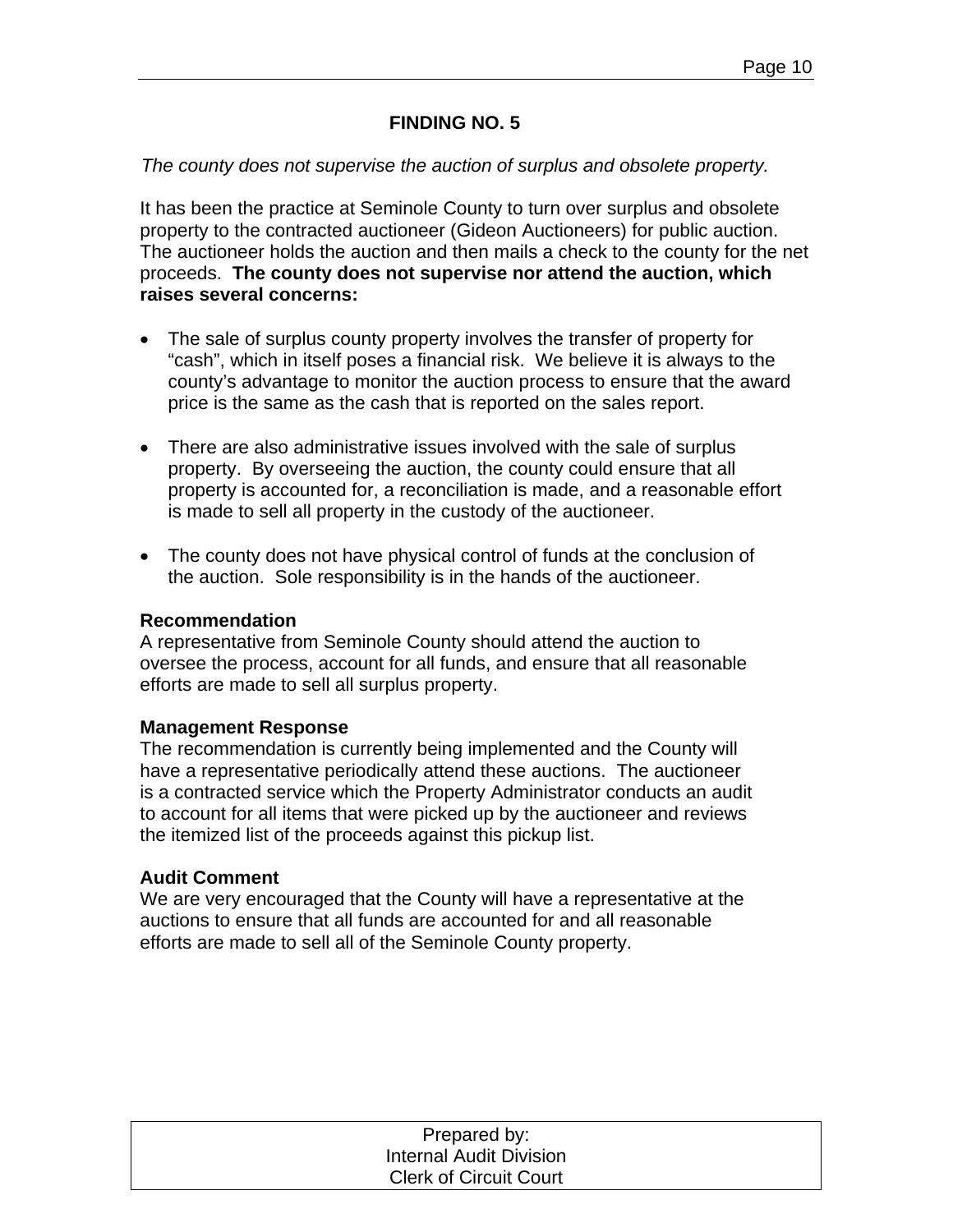## FINDING NO. 5

*The county does not supervise the auction of surplus and obsolete property.*

It has been the practice at Seminole County to turn over surplus and obsolete property to the contracted auctioneer (Gideon Auctioneers) for public auction. The auctioneer holds the auction and then mails a check to the county for the net proceeds. **The county does not supervise nor attend the auction, which raises several concerns:**

- The sale of surplus county property involves the transfer of property for “cash”, which in itself poses a financial risk. We believe it is always to the county’s advantage to monitor the auction process to ensure that the award price is the same as the cash that is reported on the sales report.
- There are also administrative issues involved with the sale of surplus property. By overseeing the auction, the county could ensure that all property is accounted for, a reconciliation is made, and a reasonable effort is made to sell all property in the custody of the auctioneer.
- The county does not have physical control of funds at the conclusion of the auction. Sole responsibility is in the hands of the auctioneer.

**Recommendation**
A representative from Seminole County should attend the auction to oversee the process, account for all funds, and ensure that all reasonable efforts are made to sell all surplus property.

**Management Response**
The recommendation is currently being implemented and the County will have a representative periodically attend these auctions. The auctioneer is a contracted service which the Property Administrator conducts an audit to account for all items that were picked up by the auctioneer and reviews the itemized list of the proceeds against this pickup list.

**Audit Comment**
We are very encouraged that the County will have a representative at the auctions to ensure that all funds are accounted for and all reasonable efforts are made to sell all of the Seminole County property.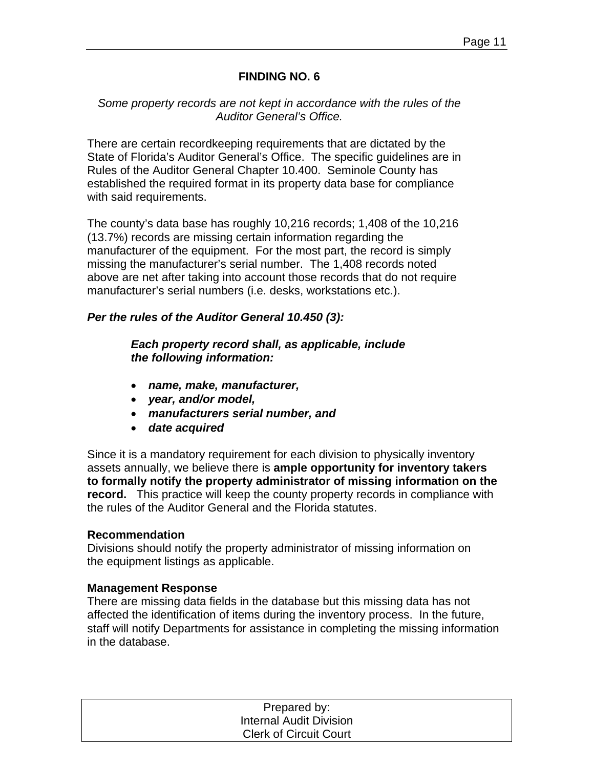## FINDING NO. 6

*Some property records are not kept in accordance with the rules of the Auditor General's Office.*

There are certain recordkeeping requirements that are dictated by the State of Florida's Auditor General's Office. The specific guidelines are in Rules of the Auditor General Chapter 10.400. Seminole County has established the required format in its property data base for compliance with said requirements.

The county's data base has roughly 10,216 records; 1,408 of the 10,216 (13.7%) records are missing certain information regarding the manufacturer of the equipment. For the most part, the record is simply missing the manufacturer's serial number. The 1,408 records noted above are net after taking into account those records that do not require manufacturer's serial numbers (i.e. desks, workstations etc.).

***Per the rules of the Auditor General 10.450 (3):***

> ***Each property record shall, as applicable, include the following information:***
>
> - ***name, make, manufacturer,***
> - ***year, and/or model,***
> - ***manufacturers serial number, and***
> - ***date acquired***

Since it is a mandatory requirement for each division to physically inventory assets annually, we believe there is **ample opportunity for inventory takers to formally notify the property administrator of missing information on the record.** This practice will keep the county property records in compliance with the rules of the Auditor General and the Florida statutes.

**Recommendation**
Divisions should notify the property administrator of missing information on the equipment listings as applicable.

**Management Response**
There are missing data fields in the database but this missing data has not affected the identification of items during the inventory process. In the future, staff will notify Departments for assistance in completing the missing information in the database.